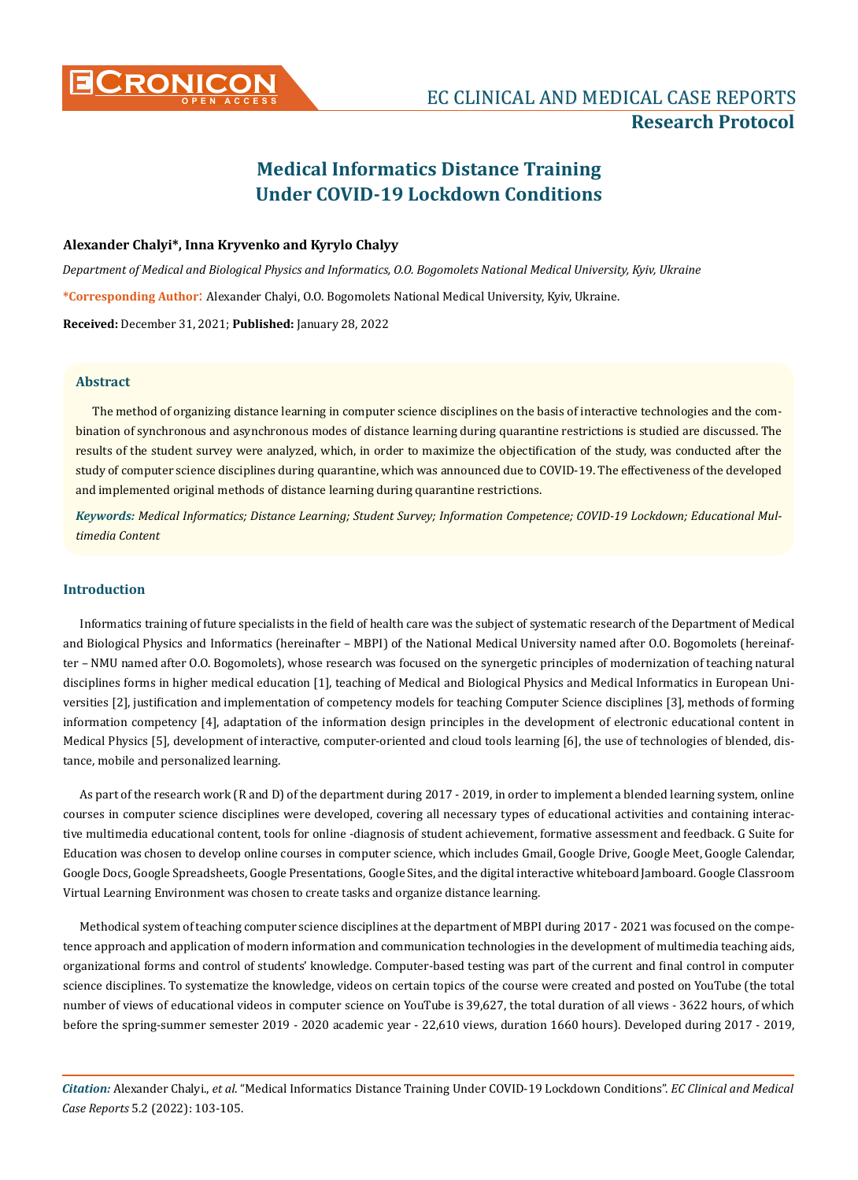# Medical Informatics Distance Training Under COVID-19 Lockdown Conditions

**Alexander Chalyi\*, Inna Kryvenko and Kyrylo Chalyy**

*Department of Medical and Biological Physics and Informatics, O.O. Bogomolets National Medical University, Kyiv, Ukraine*

**\*Corresponding Author:** Alexander Chalyi, O.O. Bogomolets National Medical University, Kyiv, Ukraine.

**Received:** December 31, 2021; **Published:** January 28, 2022

## Abstract

The method of organizing distance learning in computer science disciplines on the basis of interactive technologies and the combination of synchronous and asynchronous modes of distance learning during quarantine restrictions is studied are discussed. The results of the student survey were analyzed, which, in order to maximize the objectification of the study, was conducted after the study of computer science disciplines during quarantine, which was announced due to COVID-19. The effectiveness of the developed and implemented original methods of distance learning during quarantine restrictions.

***Keywords:*** *Medical Informatics; Distance Learning; Student Survey; Information Competence; COVID-19 Lockdown; Educational Multimedia Content*

## Introduction

Informatics training of future specialists in the field of health care was the subject of systematic research of the Department of Medical and Biological Physics and Informatics (hereinafter – MBPI) of the National Medical University named after O.O. Bogomolets (hereinafter – NMU named after O.O. Bogomolets), whose research was focused on the synergetic principles of modernization of teaching natural disciplines forms in higher medical education [1], teaching of Medical and Biological Physics and Medical Informatics in European Universities [2], justification and implementation of competency models for teaching Computer Science disciplines [3], methods of forming information competency [4], adaptation of the information design principles in the development of electronic educational content in Medical Physics [5], development of interactive, computer-oriented and cloud tools learning [6], the use of technologies of blended, distance, mobile and personalized learning.

As part of the research work (R and D) of the department during 2017 - 2019, in order to implement a blended learning system, online courses in computer science disciplines were developed, covering all necessary types of educational activities and containing interactive multimedia educational content, tools for online -diagnosis of student achievement, formative assessment and feedback. G Suite for Education was chosen to develop online courses in computer science, which includes Gmail, Google Drive, Google Meet, Google Calendar, Google Docs, Google Spreadsheets, Google Presentations, Google Sites, and the digital interactive whiteboard Jamboard. Google Classroom Virtual Learning Environment was chosen to create tasks and organize distance learning.

Methodical system of teaching computer science disciplines at the department of MBPI during 2017 - 2021 was focused on the competence approach and application of modern information and communication technologies in the development of multimedia teaching aids, organizational forms and control of students' knowledge. Computer-based testing was part of the current and final control in computer science disciplines. To systematize the knowledge, videos on certain topics of the course were created and posted on YouTube (the total number of views of educational videos in computer science on YouTube is 39,627, the total duration of all views - 3622 hours, of which before the spring-summer semester 2019 - 2020 academic year - 22,610 views, duration 1660 hours). Developed during 2017 - 2019,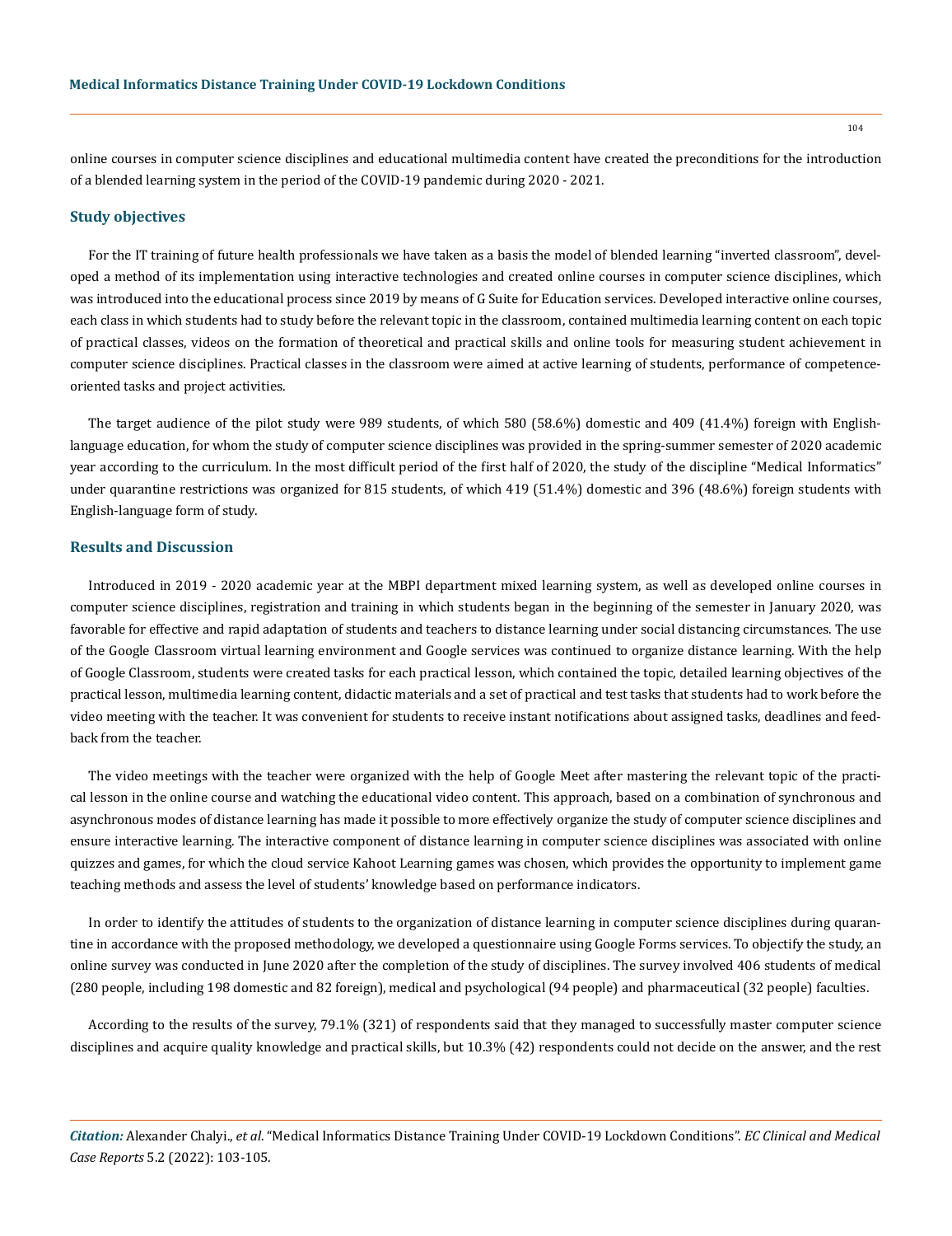online courses in computer science disciplines and educational multimedia content have created the preconditions for the introduction of a blended learning system in the period of the COVID-19 pandemic during 2020 - 2021.

## Study objectives

For the IT training of future health professionals we have taken as a basis the model of blended learning "inverted classroom", developed a method of its implementation using interactive technologies and created online courses in computer science disciplines, which was introduced into the educational process since 2019 by means of G Suite for Education services. Developed interactive online courses, each class in which students had to study before the relevant topic in the classroom, contained multimedia learning content on each topic of practical classes, videos on the formation of theoretical and practical skills and online tools for measuring student achievement in computer science disciplines. Practical classes in the classroom were aimed at active learning of students, performance of competence-oriented tasks and project activities.

The target audience of the pilot study were 989 students, of which 580 (58.6%) domestic and 409 (41.4%) foreign with English-language education, for whom the study of computer science disciplines was provided in the spring-summer semester of 2020 academic year according to the curriculum. In the most difficult period of the first half of 2020, the study of the discipline "Medical Informatics" under quarantine restrictions was organized for 815 students, of which 419 (51.4%) domestic and 396 (48.6%) foreign students with English-language form of study.

## Results and Discussion

Introduced in 2019 - 2020 academic year at the MBPI department mixed learning system, as well as developed online courses in computer science disciplines, registration and training in which students began in the beginning of the semester in January 2020, was favorable for effective and rapid adaptation of students and teachers to distance learning under social distancing circumstances. The use of the Google Classroom virtual learning environment and Google services was continued to organize distance learning. With the help of Google Classroom, students were created tasks for each practical lesson, which contained the topic, detailed learning objectives of the practical lesson, multimedia learning content, didactic materials and a set of practical and test tasks that students had to work before the video meeting with the teacher. It was convenient for students to receive instant notifications about assigned tasks, deadlines and feedback from the teacher.

The video meetings with the teacher were organized with the help of Google Meet after mastering the relevant topic of the practical lesson in the online course and watching the educational video content. This approach, based on a combination of synchronous and asynchronous modes of distance learning has made it possible to more effectively organize the study of computer science disciplines and ensure interactive learning. The interactive component of distance learning in computer science disciplines was associated with online quizzes and games, for which the cloud service Kahoot Learning games was chosen, which provides the opportunity to implement game teaching methods and assess the level of students' knowledge based on performance indicators.

In order to identify the attitudes of students to the organization of distance learning in computer science disciplines during quarantine in accordance with the proposed methodology, we developed a questionnaire using Google Forms services. To objectify the study, an online survey was conducted in June 2020 after the completion of the study of disciplines. The survey involved 406 students of medical (280 people, including 198 domestic and 82 foreign), medical and psychological (94 people) and pharmaceutical (32 people) faculties.

According to the results of the survey, 79.1% (321) of respondents said that they managed to successfully master computer science disciplines and acquire quality knowledge and practical skills, but 10.3% (42) respondents could not decide on the answer, and the rest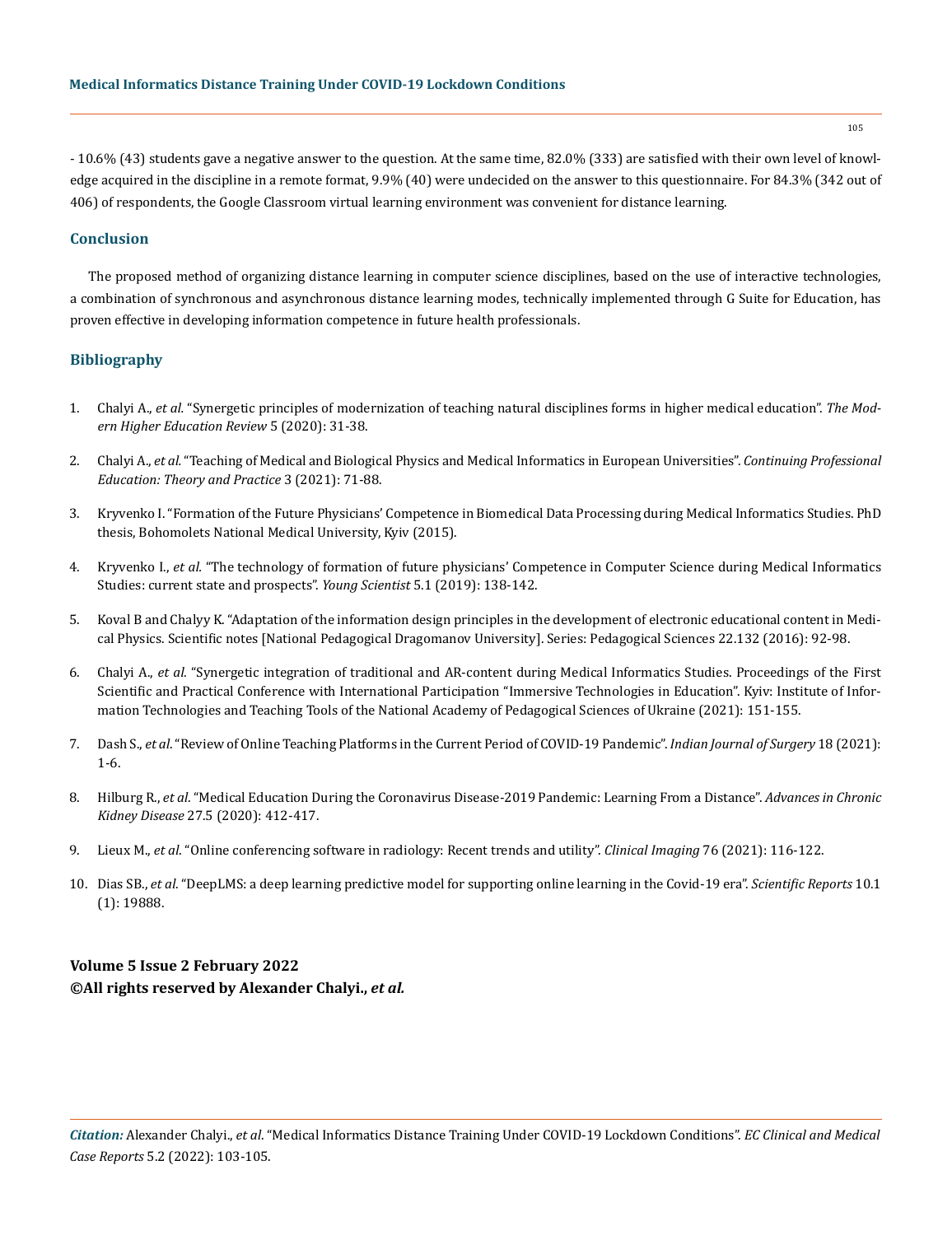- 10.6% (43) students gave a negative answer to the question. At the same time, 82.0% (333) are satisfied with their own level of knowledge acquired in the discipline in a remote format, 9.9% (40) were undecided on the answer to this questionnaire. For 84.3% (342 out of 406) of respondents, the Google Classroom virtual learning environment was convenient for distance learning.

## Conclusion

The proposed method of organizing distance learning in computer science disciplines, based on the use of interactive technologies, a combination of synchronous and asynchronous distance learning modes, technically implemented through G Suite for Education, has proven effective in developing information competence in future health professionals.

## Bibliography

1. Chalyi A., *et al.* "Synergetic principles of modernization of teaching natural disciplines forms in higher medical education". *The Modern Higher Education Review* 5 (2020): 31-38.
2. Chalyi A., *et al.* "Teaching of Medical and Biological Physics and Medical Informatics in European Universities". *Continuing Professional Education: Theory and Practice* 3 (2021): 71-88.
3. Kryvenko I. "Formation of the Future Physicians' Competence in Biomedical Data Processing during Medical Informatics Studies. PhD thesis, Bohomolets National Medical University, Kyiv (2015).
4. Kryvenko I., *et al.* "The technology of formation of future physicians' Competence in Computer Science during Medical Informatics Studies: current state and prospects". *Young Scientist* 5.1 (2019): 138-142.
5. Koval B and Chalyy K. "Adaptation of the information design principles in the development of electronic educational content in Medical Physics. Scientific notes [National Pedagogical Dragomanov University]. Series: Pedagogical Sciences 22.132 (2016): 92-98.
6. Chalyi A., *et al.* "Synergetic integration of traditional and AR-content during Medical Informatics Studies. Proceedings of the First Scientific and Practical Conference with International Participation "Immersive Technologies in Education". Kyiv: Institute of Information Technologies and Teaching Tools of the National Academy of Pedagogical Sciences of Ukraine (2021): 151-155.
7. Dash S., *et al*. "Review of Online Teaching Platforms in the Current Period of COVID-19 Pandemic". *Indian Journal of Surgery* 18 (2021): 1-6.
8. Hilburg R., *et al*. "Medical Education During the Coronavirus Disease-2019 Pandemic: Learning From a Distance". *Advances in Chronic Kidney Disease* 27.5 (2020): 412-417.
9. Lieux M., *et al*. "Online conferencing software in radiology: Recent trends and utility". *Clinical Imaging* 76 (2021): 116-122.
10. Dias SB., *et al*. "DeepLMS: a deep learning predictive model for supporting online learning in the Covid-19 era". *Scientific Reports* 10.1 (1): 19888.

**Volume 5 Issue 2 February 2022**
**©All rights reserved by Alexander Chalyi., *et al.***